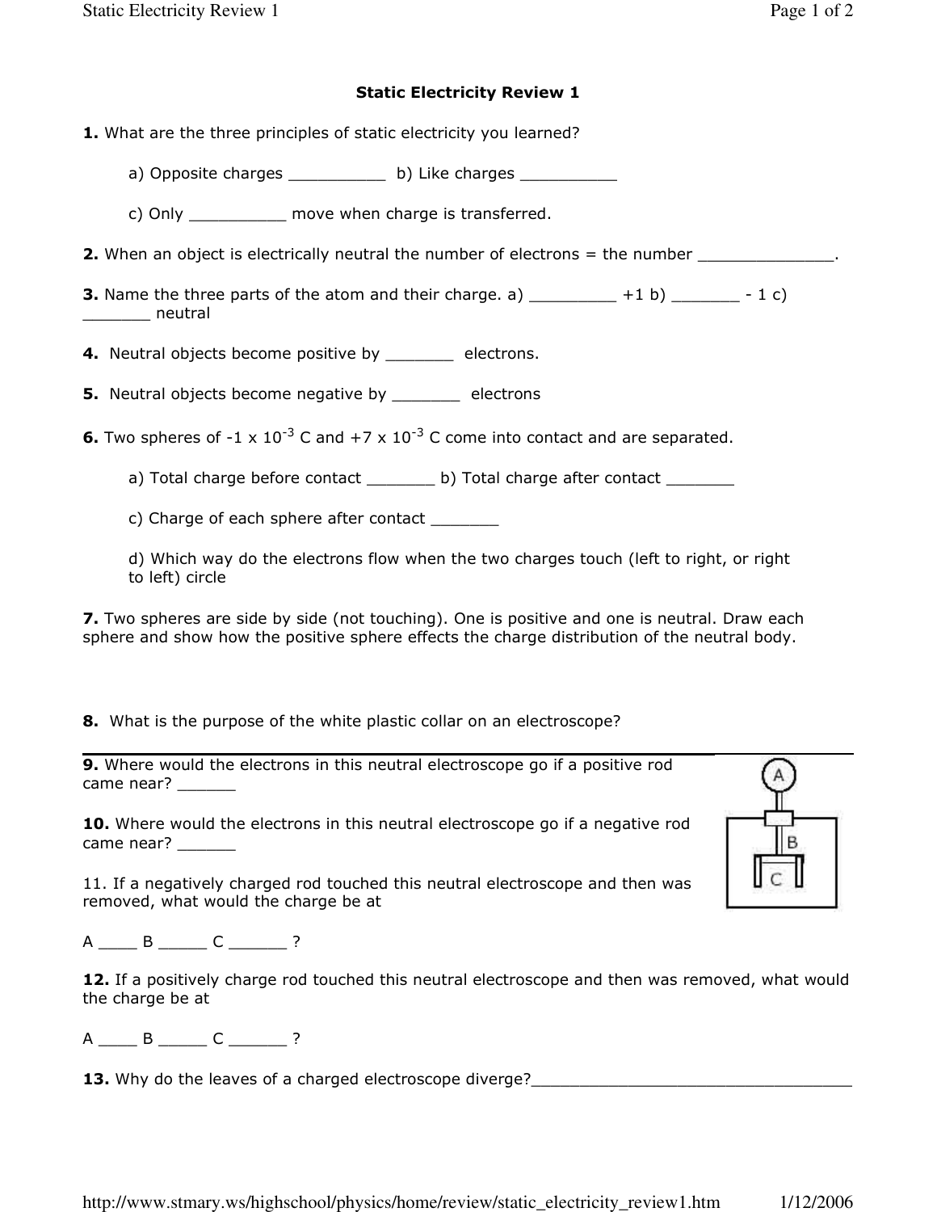# Static Electricity Review 1

**1.** What are the three principles of static electricity you learned?

a) Opposite charges __________ b) Like charges __________

c) Only __________ move when charge is transferred.

**2.** When an object is electrically neutral the number of electrons = the number ______________.

**3.** Name the three parts of the atom and their charge. a) _________ +1 b) _______ - 1 c) _______ neutral

**4.** Neutral objects become positive by _______ electrons.

**5.** Neutral objects become negative by _______ electrons

**6.** Two spheres of $-1 \times 10^{-3}$ C and $+7 \times 10^{-3}$ C come into contact and are separated.

a) Total charge before contact _______ b) Total charge after contact _______

c) Charge of each sphere after contact _______

d) Which way do the electrons flow when the two charges touch (left to right, or right to left) circle

**7.** Two spheres are side by side (not touching). One is positive and one is neutral. Draw each sphere and show how the positive sphere effects the charge distribution of the neutral body.

**8.** What is the purpose of the white plastic collar on an electroscope?

---

**9.** Where would the electrons in this neutral electroscope go if a positive rod came near? ______

**10.** Where would the electrons in this neutral electroscope go if a negative rod came near? ______

11. If a negatively charged rod touched this neutral electroscope and then was removed, what would the charge be at

A ____ B _____ C ______ ?

**12.** If a positively charge rod touched this neutral electroscope and then was removed, what would the charge be at

A ____ B _____ C ______ ?

**13.** Why do the leaves of a charged electroscope diverge?__________________________________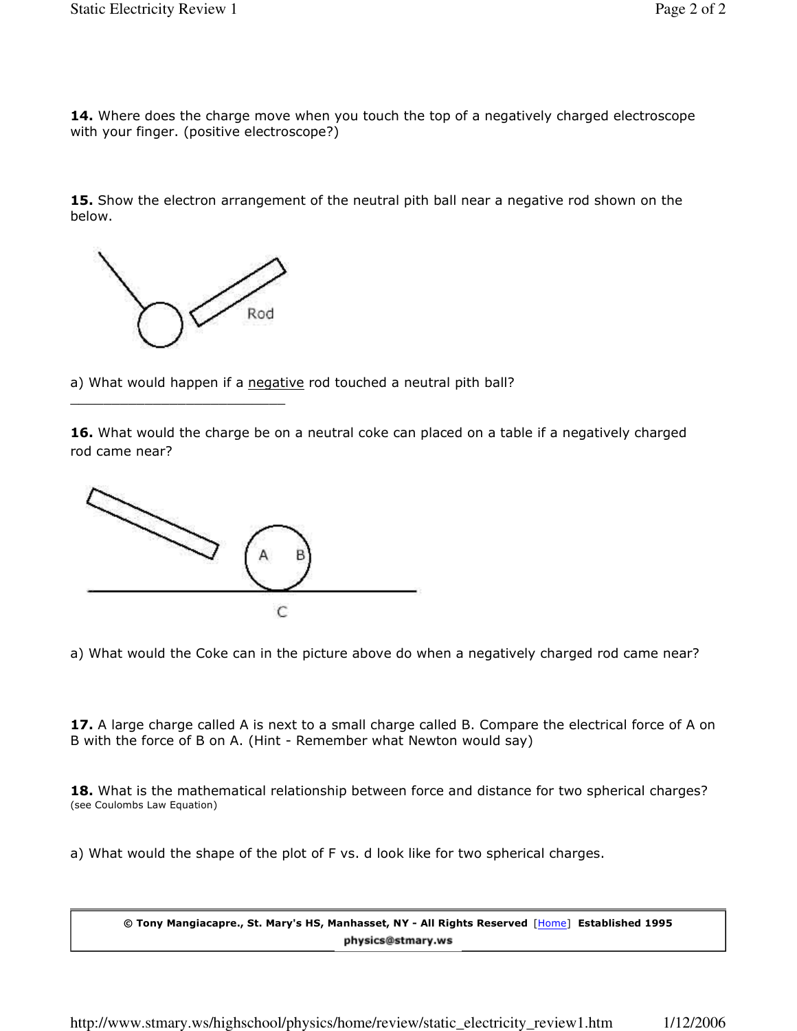**14.** Where does the charge move when you touch the top of a negatively charged electroscope with your finger. (positive electroscope?)

**15.** Show the electron arrangement of the neutral pith ball near a negative rod shown on the below.

Rod

a) What would happen if a negative rod touched a neutral pith ball? ___________________________

**16.** What would the charge be on a neutral coke can placed on a table if a negatively charged rod came near?

A B

C

a) What would the Coke can in the picture above do when a negatively charged rod came near?

**17.** A large charge called A is next to a small charge called B. Compare the electrical force of A on B with the force of B on A. (Hint - Remember what Newton would say)

**18.** What is the mathematical relationship between force and distance for two spherical charges? (see Coulombs Law Equation)

a) What would the shape of the plot of F vs. d look like for two spherical charges.

**© Tony Mangiacapre., St. Mary's HS, Manhasset, NY - All Rights Reserved** [Home] **Established 1995**
**physics@stmary.ws**